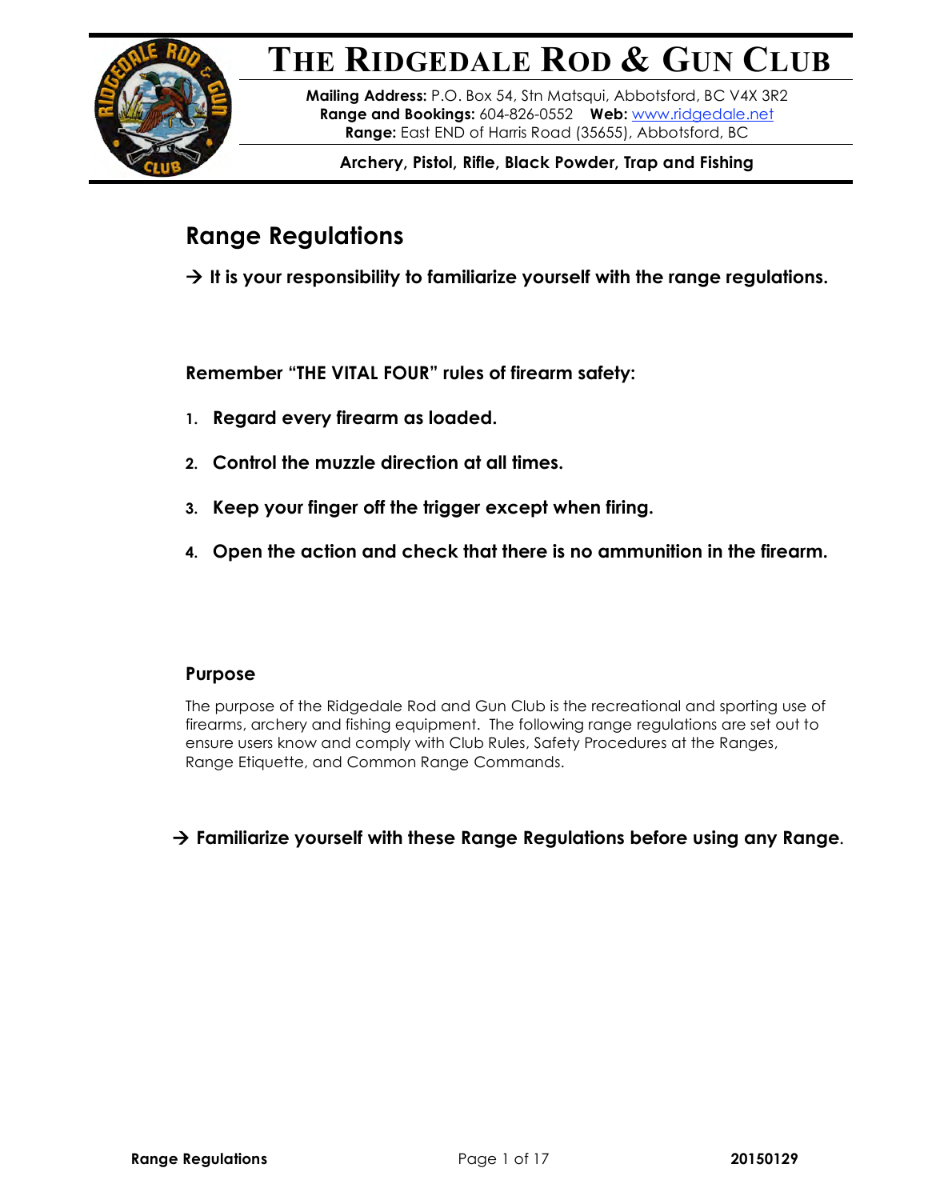# THE RIDGEDALE ROD & GUN CLUB

**Mailing Address:** P.O. Box 54, Stn Matsqui, Abbotsford, BC V4X 3R2
**Range and Bookings:** 604-826-0552 **Web:** www.ridgedale.net
**Range:** East END of Harris Road (35655), Abbotsford, BC

**Archery, Pistol, Rifle, Black Powder, Trap and Fishing**

## Range Regulations

**→ It is your responsibility to familiarize yourself with the range regulations.**

**Remember "THE VITAL FOUR" rules of firearm safety:**

1. **Regard every firearm as loaded.**
2. **Control the muzzle direction at all times.**
3. **Keep your finger off the trigger except when firing.**
4. **Open the action and check that there is no ammunition in the firearm.**

### Purpose

The purpose of the Ridgedale Rod and Gun Club is the recreational and sporting use of firearms, archery and fishing equipment. The following range regulations are set out to ensure users know and comply with Club Rules, Safety Procedures at the Ranges, Range Etiquette, and Common Range Commands.

**→ Familiarize yourself with these Range Regulations before using any Range**.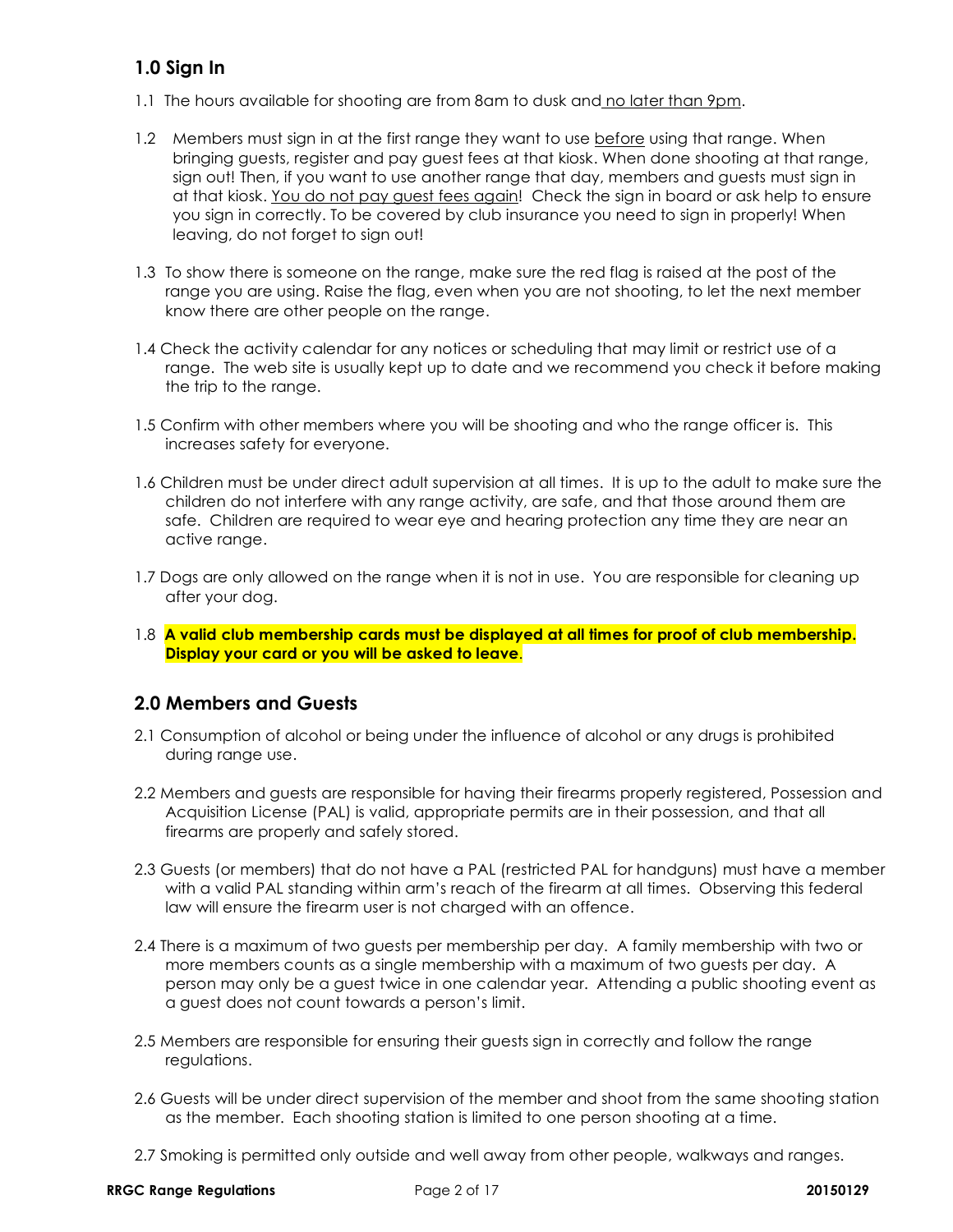## 1.0 Sign In

1.1 The hours available for shooting are from 8am to dusk and no later than 9pm.

1.2 Members must sign in at the first range they want to use before using that range. When bringing guests, register and pay guest fees at that kiosk. When done shooting at that range, sign out! Then, if you want to use another range that day, members and guests must sign in at that kiosk. You do not pay guest fees again! Check the sign in board or ask help to ensure you sign in correctly. To be covered by club insurance you need to sign in properly! When leaving, do not forget to sign out!

1.3 To show there is someone on the range, make sure the red flag is raised at the post of the range you are using. Raise the flag, even when you are not shooting, to let the next member know there are other people on the range.

1.4 Check the activity calendar for any notices or scheduling that may limit or restrict use of a range. The web site is usually kept up to date and we recommend you check it before making the trip to the range.

1.5 Confirm with other members where you will be shooting and who the range officer is. This increases safety for everyone.

1.6 Children must be under direct adult supervision at all times. It is up to the adult to make sure the children do not interfere with any range activity, are safe, and that those around them are safe. Children are required to wear eye and hearing protection any time they are near an active range.

1.7 Dogs are only allowed on the range when it is not in use. You are responsible for cleaning up after your dog.

1.8 **A valid club membership cards must be displayed at all times for proof of club membership. Display your card or you will be asked to leave**.

## 2.0 Members and Guests

2.1 Consumption of alcohol or being under the influence of alcohol or any drugs is prohibited during range use.

2.2 Members and guests are responsible for having their firearms properly registered, Possession and Acquisition License (PAL) is valid, appropriate permits are in their possession, and that all firearms are properly and safely stored.

2.3 Guests (or members) that do not have a PAL (restricted PAL for handguns) must have a member with a valid PAL standing within arm's reach of the firearm at all times. Observing this federal law will ensure the firearm user is not charged with an offence.

2.4 There is a maximum of two guests per membership per day. A family membership with two or more members counts as a single membership with a maximum of two guests per day. A person may only be a guest twice in one calendar year. Attending a public shooting event as a guest does not count towards a person's limit.

2.5 Members are responsible for ensuring their guests sign in correctly and follow the range regulations.

2.6 Guests will be under direct supervision of the member and shoot from the same shooting station as the member. Each shooting station is limited to one person shooting at a time.

2.7 Smoking is permitted only outside and well away from other people, walkways and ranges.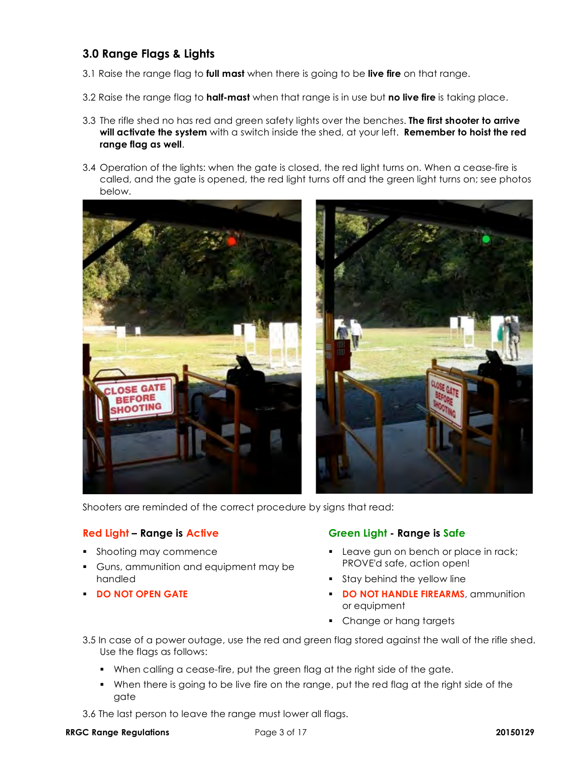## 3.0 Range Flags & Lights

3.1 Raise the range flag to **full mast** when there is going to be **live fire** on that range.

3.2 Raise the range flag to **half-mast** when that range is in use but **no live fire** is taking place.

3.3 The rifle shed no has red and green safety lights over the benches. **The first shooter to arrive will activate the system** with a switch inside the shed, at your left. **Remember to hoist the red range flag as well**.

3.4 Operation of the lights: when the gate is closed, the red light turns on. When a cease-fire is called, and the gate is opened, the red light turns off and the green light turns on; see photos below.

Shooters are reminded of the correct procedure by signs that read:

**Red Light – Range is Active**

- Shooting may commence
- Guns, ammunition and equipment may be handled
- **DO NOT OPEN GATE**

**Green Light - Range is Safe**

- Leave gun on bench or place in rack; PROVE'd safe, action open!
- Stay behind the yellow line
- **DO NOT HANDLE FIREARMS**, ammunition or equipment
- Change or hang targets

3.5 In case of a power outage, use the red and green flag stored against the wall of the rifle shed. Use the flags as follows:

- When calling a cease-fire, put the green flag at the right side of the gate.
- When there is going to be live fire on the range, put the red flag at the right side of the gate

3.6 The last person to leave the range must lower all flags.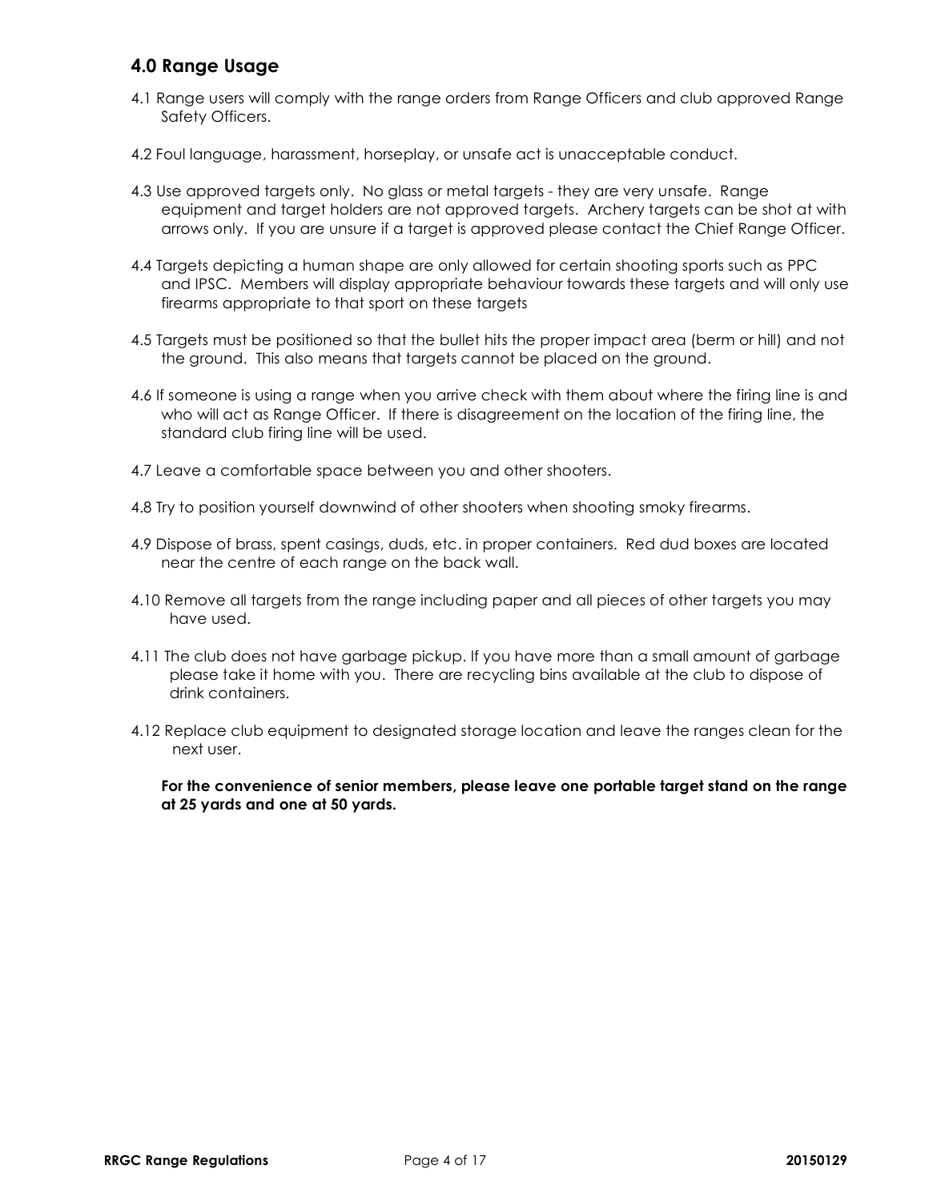## 4.0 Range Usage

4.1 Range users will comply with the range orders from Range Officers and club approved Range Safety Officers.

4.2 Foul language, harassment, horseplay, or unsafe act is unacceptable conduct.

4.3 Use approved targets only. No glass or metal targets - they are very unsafe. Range equipment and target holders are not approved targets. Archery targets can be shot at with arrows only. If you are unsure if a target is approved please contact the Chief Range Officer.

4.4 Targets depicting a human shape are only allowed for certain shooting sports such as PPC and IPSC. Members will display appropriate behaviour towards these targets and will only use firearms appropriate to that sport on these targets

4.5 Targets must be positioned so that the bullet hits the proper impact area (berm or hill) and not the ground. This also means that targets cannot be placed on the ground.

4.6 If someone is using a range when you arrive check with them about where the firing line is and who will act as Range Officer. If there is disagreement on the location of the firing line, the standard club firing line will be used.

4.7 Leave a comfortable space between you and other shooters.

4.8 Try to position yourself downwind of other shooters when shooting smoky firearms.

4.9 Dispose of brass, spent casings, duds, etc. in proper containers. Red dud boxes are located near the centre of each range on the back wall.

4.10 Remove all targets from the range including paper and all pieces of other targets you may have used.

4.11 The club does not have garbage pickup. If you have more than a small amount of garbage please take it home with you. There are recycling bins available at the club to dispose of drink containers.

4.12 Replace club equipment to designated storage location and leave the ranges clean for the next user.

**For the convenience of senior members, please leave one portable target stand on the range at 25 yards and one at 50 yards.**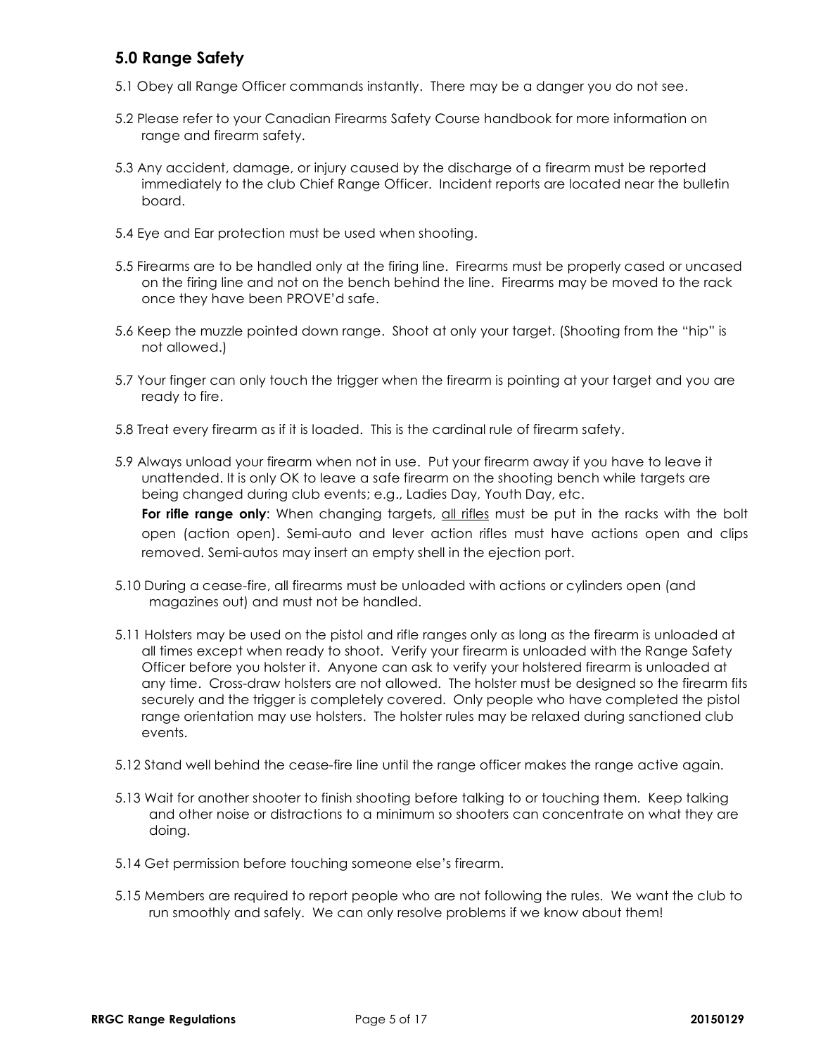## 5.0 Range Safety

5.1 Obey all Range Officer commands instantly. There may be a danger you do not see.

5.2 Please refer to your Canadian Firearms Safety Course handbook for more information on range and firearm safety.

5.3 Any accident, damage, or injury caused by the discharge of a firearm must be reported immediately to the club Chief Range Officer. Incident reports are located near the bulletin board.

5.4 Eye and Ear protection must be used when shooting.

5.5 Firearms are to be handled only at the firing line. Firearms must be properly cased or uncased on the firing line and not on the bench behind the line. Firearms may be moved to the rack once they have been PROVE'd safe.

5.6 Keep the muzzle pointed down range. Shoot at only your target. (Shooting from the "hip" is not allowed.)

5.7 Your finger can only touch the trigger when the firearm is pointing at your target and you are ready to fire.

5.8 Treat every firearm as if it is loaded. This is the cardinal rule of firearm safety.

5.9 Always unload your firearm when not in use. Put your firearm away if you have to leave it unattended. It is only OK to leave a safe firearm on the shooting bench while targets are being changed during club events; e.g., Ladies Day, Youth Day, etc.

**For rifle range only**: When changing targets, <u>all rifles</u> must be put in the racks with the bolt open (action open). Semi-auto and lever action rifles must have actions open and clips removed. Semi-autos may insert an empty shell in the ejection port.

5.10 During a cease-fire, all firearms must be unloaded with actions or cylinders open (and magazines out) and must not be handled.

5.11 Holsters may be used on the pistol and rifle ranges only as long as the firearm is unloaded at all times except when ready to shoot. Verify your firearm is unloaded with the Range Safety Officer before you holster it. Anyone can ask to verify your holstered firearm is unloaded at any time. Cross-draw holsters are not allowed. The holster must be designed so the firearm fits securely and the trigger is completely covered. Only people who have completed the pistol range orientation may use holsters. The holster rules may be relaxed during sanctioned club events.

5.12 Stand well behind the cease-fire line until the range officer makes the range active again.

5.13 Wait for another shooter to finish shooting before talking to or touching them. Keep talking and other noise or distractions to a minimum so shooters can concentrate on what they are doing.

5.14 Get permission before touching someone else's firearm.

5.15 Members are required to report people who are not following the rules. We want the club to run smoothly and safely. We can only resolve problems if we know about them!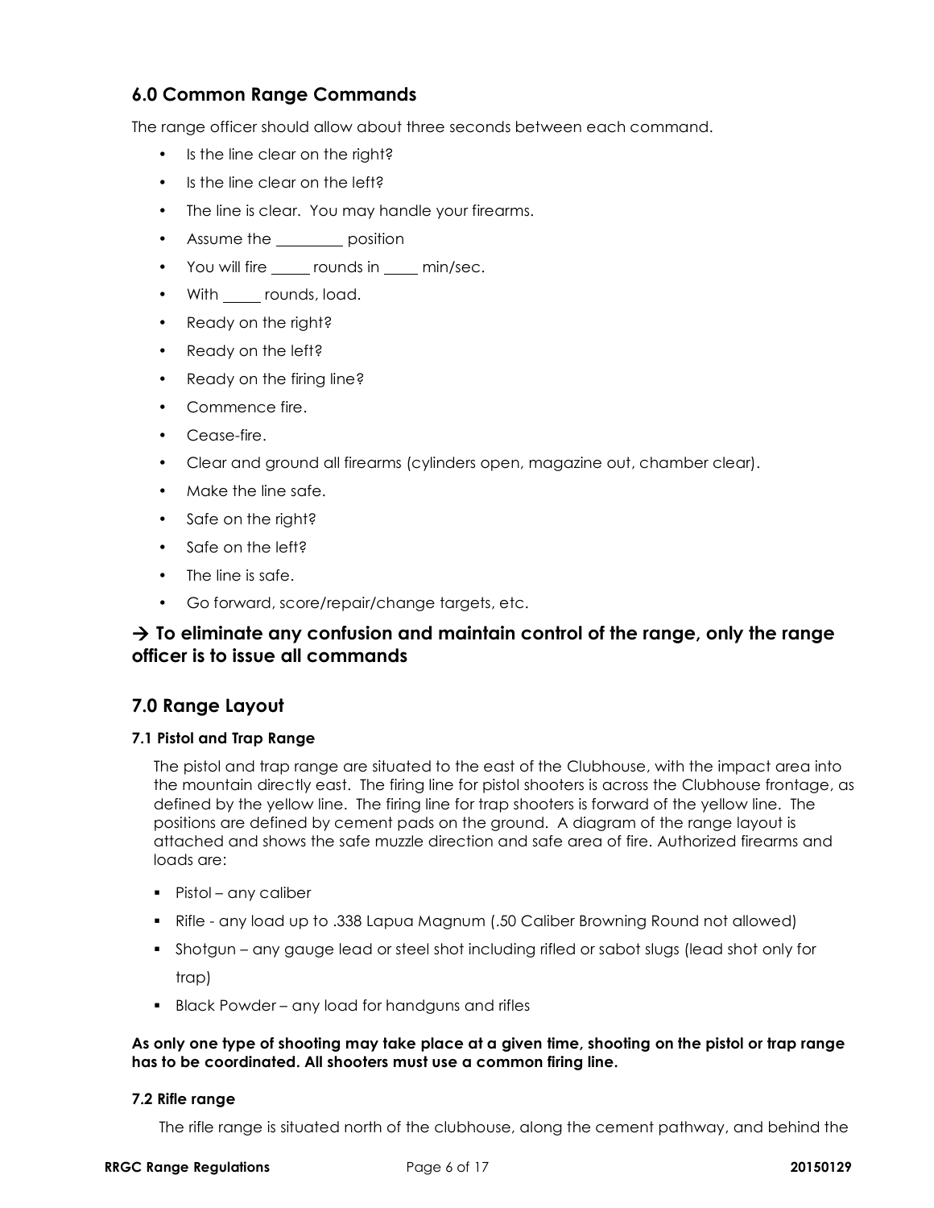## 6.0 Common Range Commands

The range officer should allow about three seconds between each command.

- Is the line clear on the right?
- Is the line clear on the left?
- The line is clear. You may handle your firearms.
- Assume the ________ position
- You will fire _____ rounds in ____ min/sec.
- With _____ rounds, load.
- Ready on the right?
- Ready on the left?
- Ready on the firing line?
- Commence fire.
- Cease-fire.
- Clear and ground all firearms (cylinders open, magazine out, chamber clear).
- Make the line safe.
- Safe on the right?
- Safe on the left?
- The line is safe.
- Go forward, score/repair/change targets, etc.

### → To eliminate any confusion and maintain control of the range, only the range officer is to issue all commands

## 7.0 Range Layout

#### 7.1 Pistol and Trap Range

The pistol and trap range are situated to the east of the Clubhouse, with the impact area into the mountain directly east. The firing line for pistol shooters is across the Clubhouse frontage, as defined by the yellow line. The firing line for trap shooters is forward of the yellow line. The positions are defined by cement pads on the ground. A diagram of the range layout is attached and shows the safe muzzle direction and safe area of fire. Authorized firearms and loads are:

- Pistol – any caliber
- Rifle - any load up to .338 Lapua Magnum (.50 Caliber Browning Round not allowed)
- Shotgun – any gauge lead or steel shot including rifled or sabot slugs (lead shot only for trap)
- Black Powder – any load for handguns and rifles

**As only one type of shooting may take place at a given time, shooting on the pistol or trap range has to be coordinated. All shooters must use a common firing line.**

#### 7.2 Rifle range

The rifle range is situated north of the clubhouse, along the cement pathway, and behind the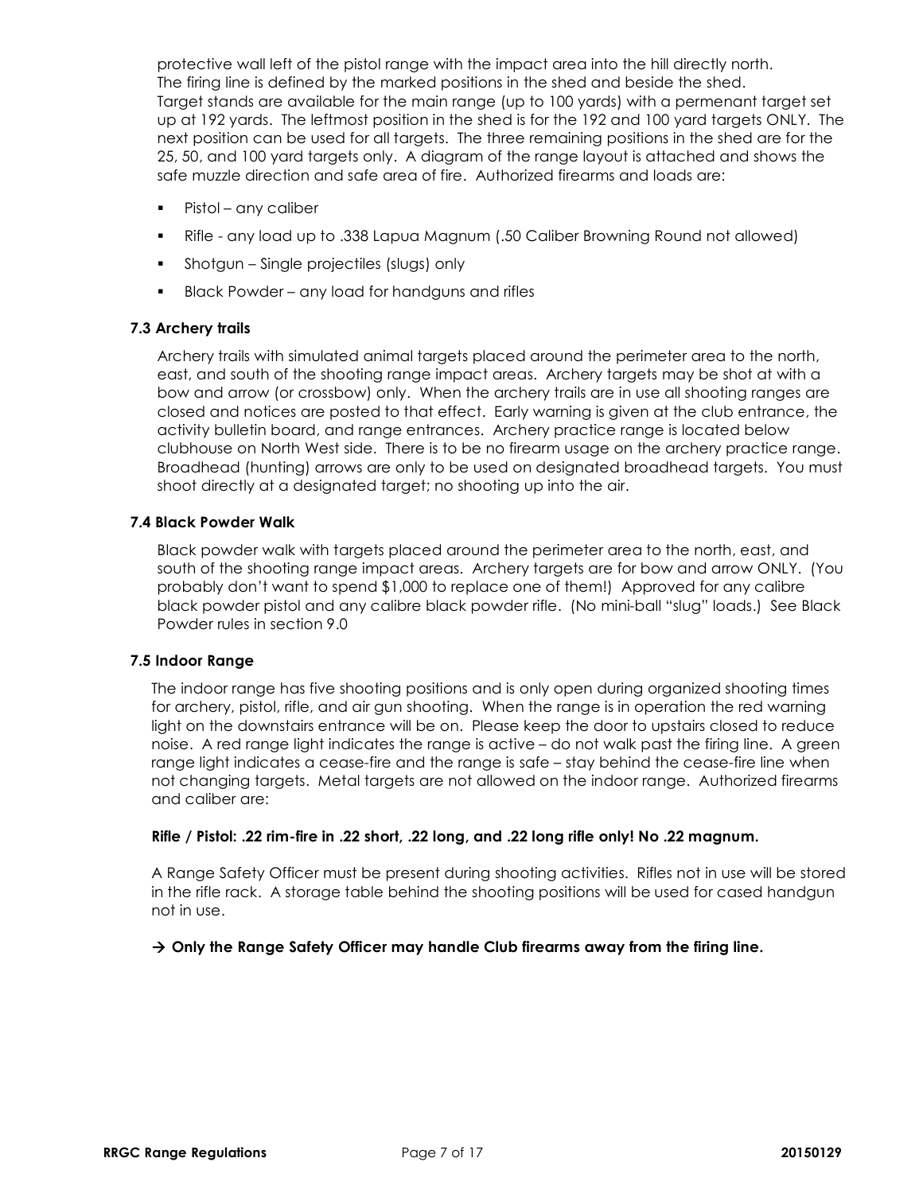protective wall left of the pistol range with the impact area into the hill directly north. The firing line is defined by the marked positions in the shed and beside the shed. Target stands are available for the main range (up to 100 yards) with a permenant target set up at 192 yards. The leftmost position in the shed is for the 192 and 100 yard targets ONLY. The next position can be used for all targets. The three remaining positions in the shed are for the 25, 50, and 100 yard targets only. A diagram of the range layout is attached and shows the safe muzzle direction and safe area of fire. Authorized firearms and loads are:

- Pistol – any caliber
- Rifle - any load up to .338 Lapua Magnum (.50 Caliber Browning Round not allowed)
- Shotgun – Single projectiles (slugs) only
- Black Powder – any load for handguns and rifles

### 7.3 Archery trails

Archery trails with simulated animal targets placed around the perimeter area to the north, east, and south of the shooting range impact areas. Archery targets may be shot at with a bow and arrow (or crossbow) only. When the archery trails are in use all shooting ranges are closed and notices are posted to that effect. Early warning is given at the club entrance, the activity bulletin board, and range entrances. Archery practice range is located below clubhouse on North West side. There is to be no firearm usage on the archery practice range. Broadhead (hunting) arrows are only to be used on designated broadhead targets. You must shoot directly at a designated target; no shooting up into the air.

### 7.4 Black Powder Walk

Black powder walk with targets placed around the perimeter area to the north, east, and south of the shooting range impact areas. Archery targets are for bow and arrow ONLY. (You probably don't want to spend $1,000 to replace one of them!) Approved for any calibre black powder pistol and any calibre black powder rifle. (No mini-ball "slug" loads.) See Black Powder rules in section 9.0

### 7.5 Indoor Range

The indoor range has five shooting positions and is only open during organized shooting times for archery, pistol, rifle, and air gun shooting. When the range is in operation the red warning light on the downstairs entrance will be on. Please keep the door to upstairs closed to reduce noise. A red range light indicates the range is active – do not walk past the firing line. A green range light indicates a cease-fire and the range is safe – stay behind the cease-fire line when not changing targets. Metal targets are not allowed on the indoor range. Authorized firearms and caliber are:

**Rifle / Pistol: .22 rim-fire in .22 short, .22 long, and .22 long rifle only! No .22 magnum.**

A Range Safety Officer must be present during shooting activities. Rifles not in use will be stored in the rifle rack. A storage table behind the shooting positions will be used for cased handgun not in use.

**→ Only the Range Safety Officer may handle Club firearms away from the firing line.**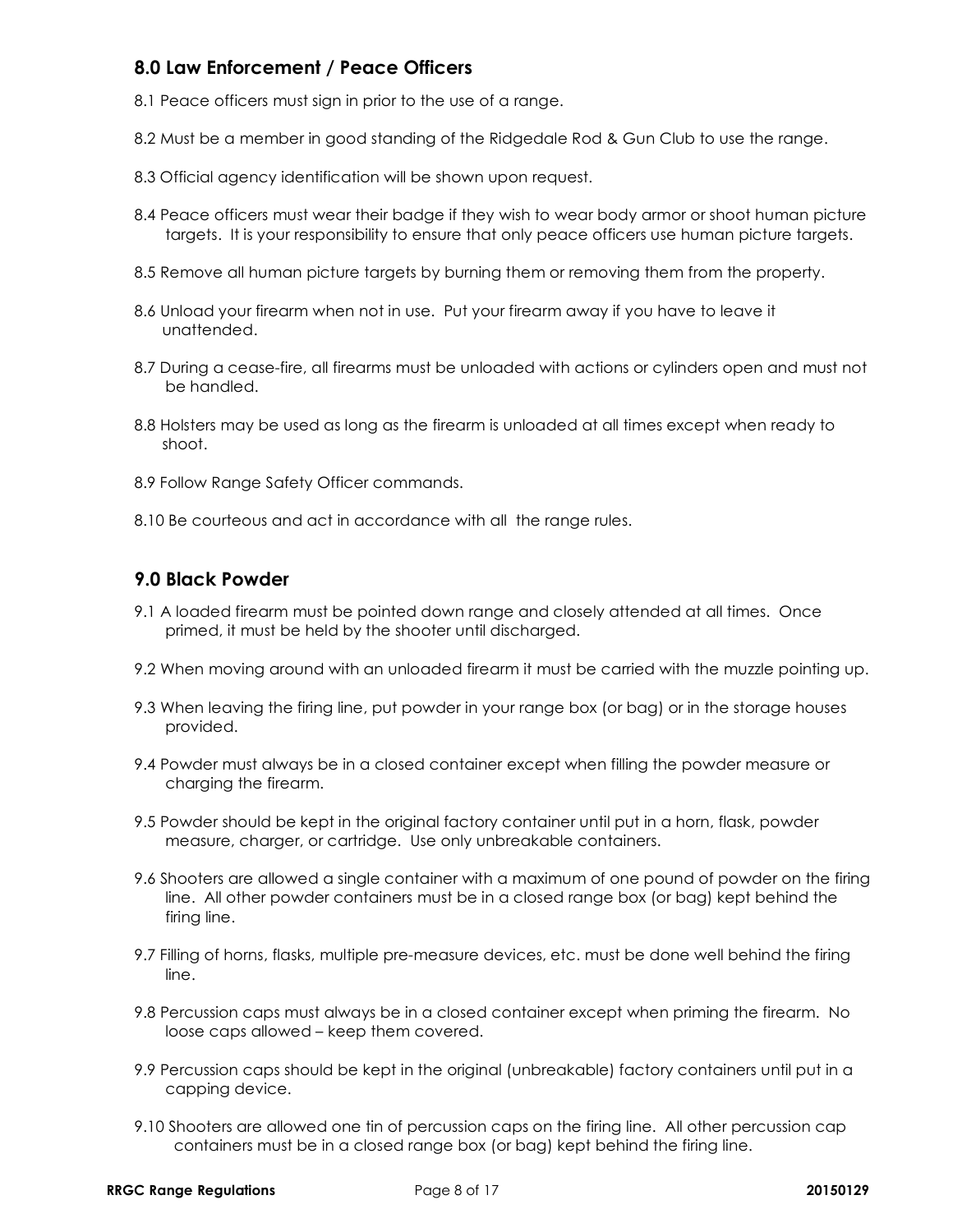## 8.0 Law Enforcement / Peace Officers

8.1 Peace officers must sign in prior to the use of a range.

8.2 Must be a member in good standing of the Ridgedale Rod & Gun Club to use the range.

8.3 Official agency identification will be shown upon request.

8.4 Peace officers must wear their badge if they wish to wear body armor or shoot human picture targets. It is your responsibility to ensure that only peace officers use human picture targets.

8.5 Remove all human picture targets by burning them or removing them from the property.

8.6 Unload your firearm when not in use. Put your firearm away if you have to leave it unattended.

8.7 During a cease-fire, all firearms must be unloaded with actions or cylinders open and must not be handled.

8.8 Holsters may be used as long as the firearm is unloaded at all times except when ready to shoot.

8.9 Follow Range Safety Officer commands.

8.10 Be courteous and act in accordance with all the range rules.

## 9.0 Black Powder

9.1 A loaded firearm must be pointed down range and closely attended at all times. Once primed, it must be held by the shooter until discharged.

9.2 When moving around with an unloaded firearm it must be carried with the muzzle pointing up.

9.3 When leaving the firing line, put powder in your range box (or bag) or in the storage houses provided.

9.4 Powder must always be in a closed container except when filling the powder measure or charging the firearm.

9.5 Powder should be kept in the original factory container until put in a horn, flask, powder measure, charger, or cartridge. Use only unbreakable containers.

9.6 Shooters are allowed a single container with a maximum of one pound of powder on the firing line. All other powder containers must be in a closed range box (or bag) kept behind the firing line.

9.7 Filling of horns, flasks, multiple pre-measure devices, etc. must be done well behind the firing line.

9.8 Percussion caps must always be in a closed container except when priming the firearm. No loose caps allowed – keep them covered.

9.9 Percussion caps should be kept in the original (unbreakable) factory containers until put in a capping device.

9.10 Shooters are allowed one tin of percussion caps on the firing line. All other percussion cap containers must be in a closed range box (or bag) kept behind the firing line.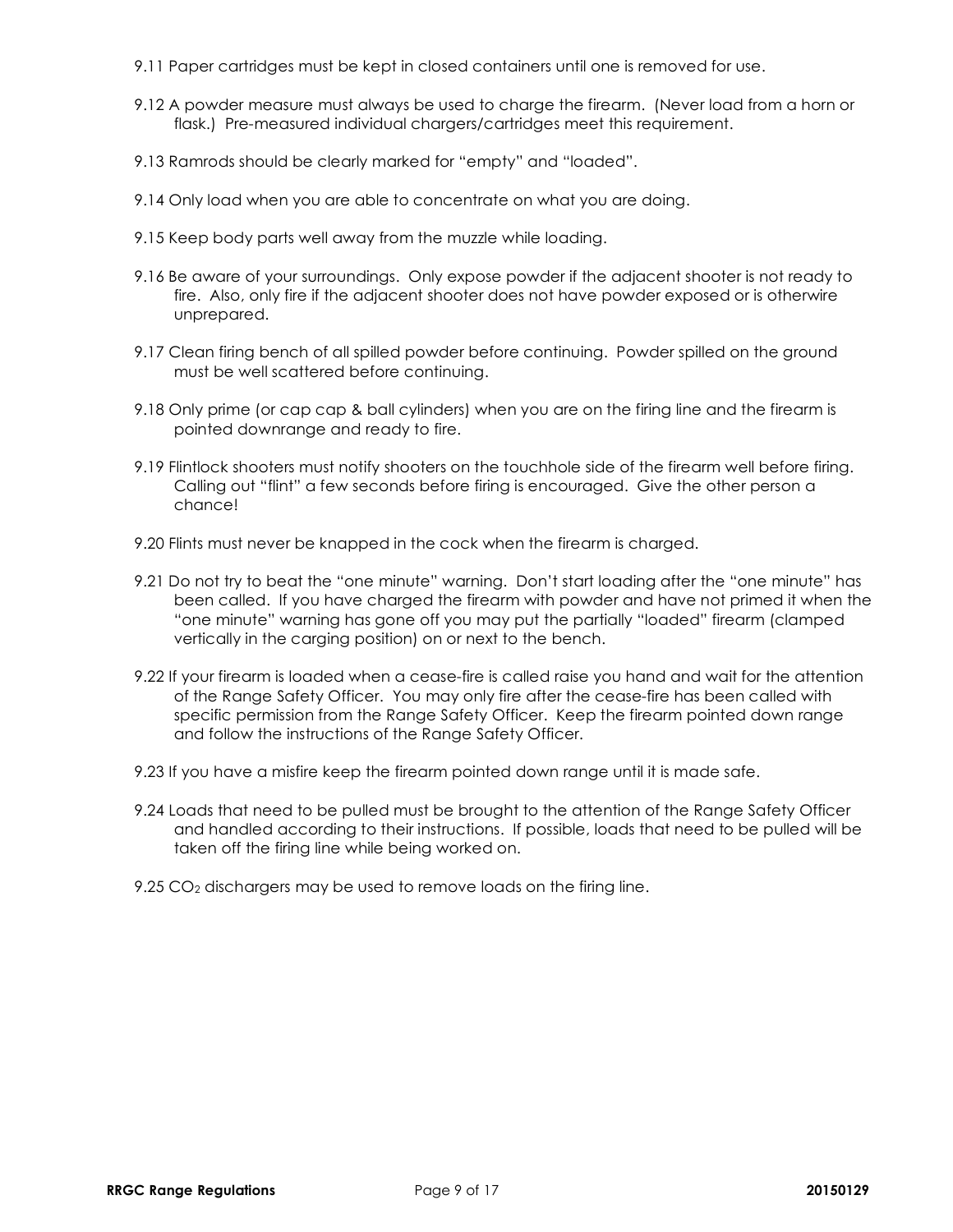9.11 Paper cartridges must be kept in closed containers until one is removed for use.

9.12 A powder measure must always be used to charge the firearm. (Never load from a horn or flask.) Pre-measured individual chargers/cartridges meet this requirement.

9.13 Ramrods should be clearly marked for "empty" and "loaded".

9.14 Only load when you are able to concentrate on what you are doing.

9.15 Keep body parts well away from the muzzle while loading.

9.16 Be aware of your surroundings. Only expose powder if the adjacent shooter is not ready to fire. Also, only fire if the adjacent shooter does not have powder exposed or is otherwire unprepared.

9.17 Clean firing bench of all spilled powder before continuing. Powder spilled on the ground must be well scattered before continuing.

9.18 Only prime (or cap cap & ball cylinders) when you are on the firing line and the firearm is pointed downrange and ready to fire.

9.19 Flintlock shooters must notify shooters on the touchhole side of the firearm well before firing. Calling out "flint" a few seconds before firing is encouraged. Give the other person a chance!

9.20 Flints must never be knapped in the cock when the firearm is charged.

9.21 Do not try to beat the "one minute" warning. Don't start loading after the "one minute" has been called. If you have charged the firearm with powder and have not primed it when the "one minute" warning has gone off you may put the partially "loaded" firearm (clamped vertically in the carging position) on or next to the bench.

9.22 If your firearm is loaded when a cease-fire is called raise you hand and wait for the attention of the Range Safety Officer. You may only fire after the cease-fire has been called with specific permission from the Range Safety Officer. Keep the firearm pointed down range and follow the instructions of the Range Safety Officer.

9.23 If you have a misfire keep the firearm pointed down range until it is made safe.

9.24 Loads that need to be pulled must be brought to the attention of the Range Safety Officer and handled according to their instructions. If possible, loads that need to be pulled will be taken off the firing line while being worked on.

9.25 $CO_2$ dischargers may be used to remove loads on the firing line.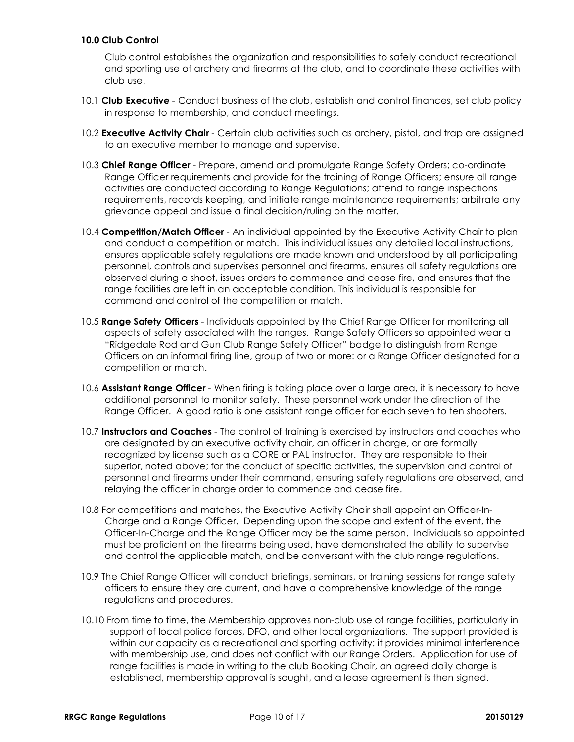**10.0 Club Control**

Club control establishes the organization and responsibilities to safely conduct recreational and sporting use of archery and firearms at the club, and to coordinate these activities with club use.

10.1 **Club Executive** - Conduct business of the club, establish and control finances, set club policy in response to membership, and conduct meetings.

10.2 **Executive Activity Chair** - Certain club activities such as archery, pistol, and trap are assigned to an executive member to manage and supervise.

10.3 **Chief Range Officer** - Prepare, amend and promulgate Range Safety Orders; co-ordinate Range Officer requirements and provide for the training of Range Officers; ensure all range activities are conducted according to Range Regulations; attend to range inspections requirements, records keeping, and initiate range maintenance requirements; arbitrate any grievance appeal and issue a final decision/ruling on the matter.

10.4 **Competition/Match Officer** - An individual appointed by the Executive Activity Chair to plan and conduct a competition or match. This individual issues any detailed local instructions, ensures applicable safety regulations are made known and understood by all participating personnel, controls and supervises personnel and firearms, ensures all safety regulations are observed during a shoot, issues orders to commence and cease fire, and ensures that the range facilities are left in an acceptable condition. This individual is responsible for command and control of the competition or match.

10.5 **Range Safety Officers** - Individuals appointed by the Chief Range Officer for monitoring all aspects of safety associated with the ranges. Range Safety Officers so appointed wear a "Ridgedale Rod and Gun Club Range Safety Officer" badge to distinguish from Range Officers on an informal firing line, group of two or more: or a Range Officer designated for a competition or match.

10.6 **Assistant Range Officer** - When firing is taking place over a large area, it is necessary to have additional personnel to monitor safety. These personnel work under the direction of the Range Officer. A good ratio is one assistant range officer for each seven to ten shooters.

10.7 **Instructors and Coaches** - The control of training is exercised by instructors and coaches who are designated by an executive activity chair, an officer in charge, or are formally recognized by license such as a CORE or PAL instructor. They are responsible to their superior, noted above; for the conduct of specific activities, the supervision and control of personnel and firearms under their command, ensuring safety regulations are observed, and relaying the officer in charge order to commence and cease fire.

10.8 For competitions and matches, the Executive Activity Chair shall appoint an Officer-In-Charge and a Range Officer. Depending upon the scope and extent of the event, the Officer-In-Charge and the Range Officer may be the same person. Individuals so appointed must be proficient on the firearms being used, have demonstrated the ability to supervise and control the applicable match, and be conversant with the club range regulations.

10.9 The Chief Range Officer will conduct briefings, seminars, or training sessions for range safety officers to ensure they are current, and have a comprehensive knowledge of the range regulations and procedures.

10.10 From time to time, the Membership approves non-club use of range facilities, particularly in support of local police forces, DFO, and other local organizations. The support provided is within our capacity as a recreational and sporting activity: it provides minimal interference with membership use, and does not conflict with our Range Orders. Application for use of range facilities is made in writing to the club Booking Chair, an agreed daily charge is established, membership approval is sought, and a lease agreement is then signed.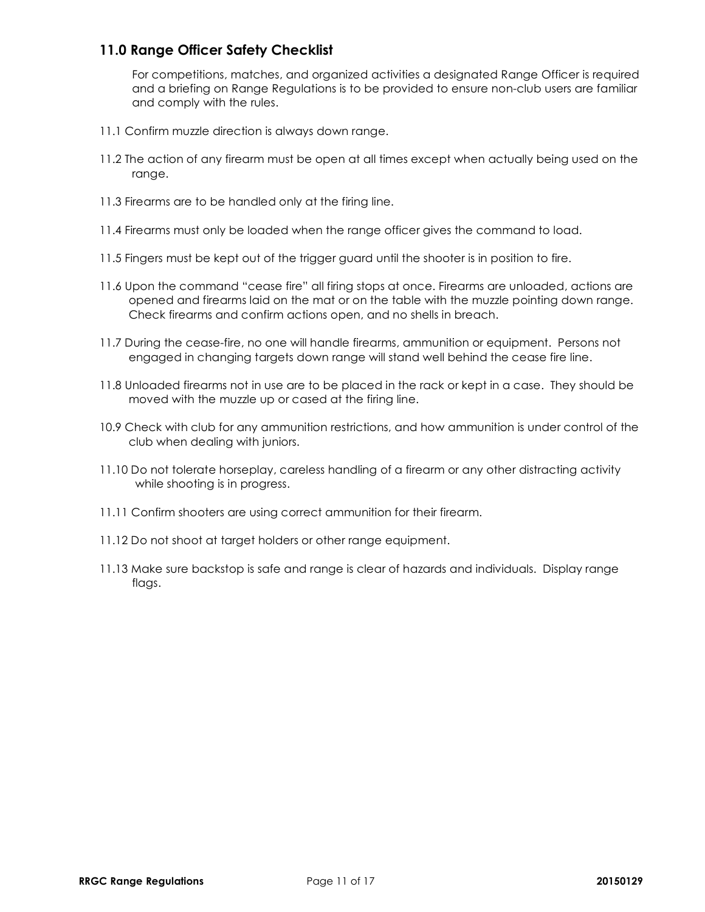## 11.0 Range Officer Safety Checklist

For competitions, matches, and organized activities a designated Range Officer is required and a briefing on Range Regulations is to be provided to ensure non-club users are familiar and comply with the rules.

11.1 Confirm muzzle direction is always down range.

11.2 The action of any firearm must be open at all times except when actually being used on the range.

11.3 Firearms are to be handled only at the firing line.

11.4 Firearms must only be loaded when the range officer gives the command to load.

11.5 Fingers must be kept out of the trigger guard until the shooter is in position to fire.

11.6 Upon the command "cease fire" all firing stops at once. Firearms are unloaded, actions are opened and firearms laid on the mat or on the table with the muzzle pointing down range. Check firearms and confirm actions open, and no shells in breach.

11.7 During the cease-fire, no one will handle firearms, ammunition or equipment. Persons not engaged in changing targets down range will stand well behind the cease fire line.

11.8 Unloaded firearms not in use are to be placed in the rack or kept in a case. They should be moved with the muzzle up or cased at the firing line.

10.9 Check with club for any ammunition restrictions, and how ammunition is under control of the club when dealing with juniors.

11.10 Do not tolerate horseplay, careless handling of a firearm or any other distracting activity while shooting is in progress.

11.11 Confirm shooters are using correct ammunition for their firearm.

11.12 Do not shoot at target holders or other range equipment.

11.13 Make sure backstop is safe and range is clear of hazards and individuals. Display range flags.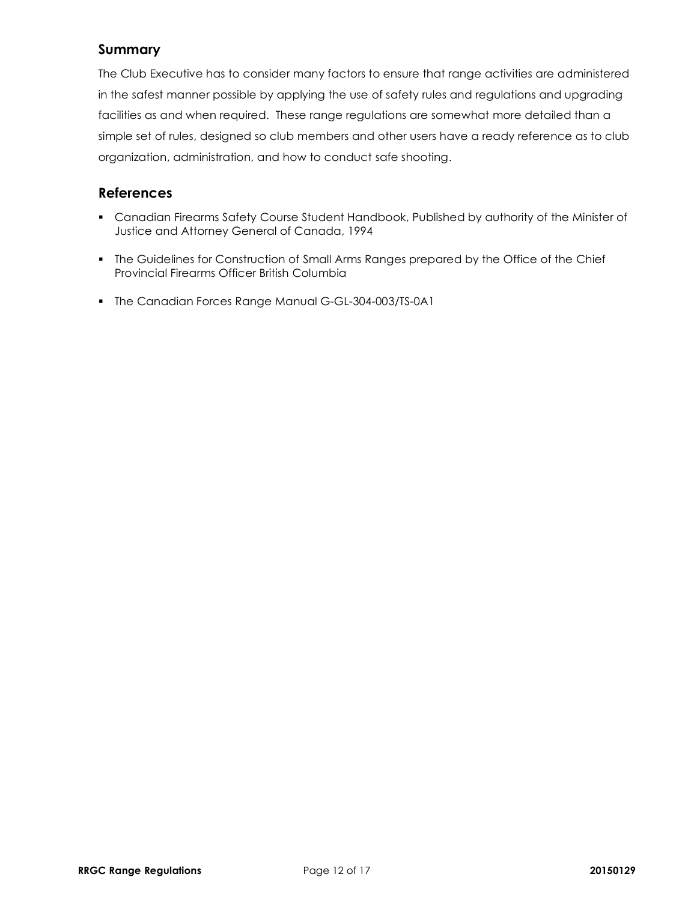## Summary

The Club Executive has to consider many factors to ensure that range activities are administered in the safest manner possible by applying the use of safety rules and regulations and upgrading facilities as and when required. These range regulations are somewhat more detailed than a simple set of rules, designed so club members and other users have a ready reference as to club organization, administration, and how to conduct safe shooting.

## References

- Canadian Firearms Safety Course Student Handbook, Published by authority of the Minister of Justice and Attorney General of Canada, 1994
- The Guidelines for Construction of Small Arms Ranges prepared by the Office of the Chief Provincial Firearms Officer British Columbia
- The Canadian Forces Range Manual G-GL-304-003/TS-0A1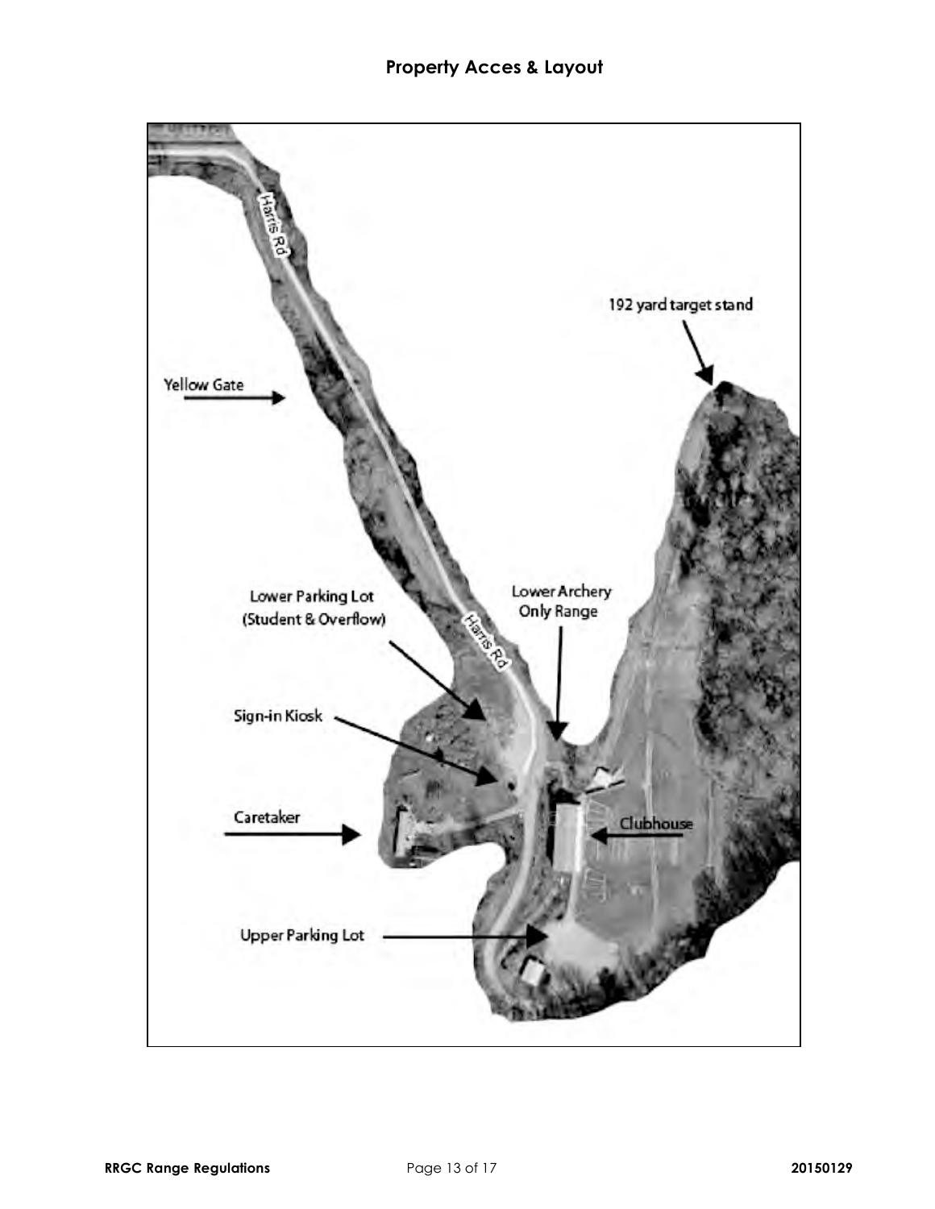## Property Acces & Layout

Harris Rd

192 yard target stand

Yellow Gate

Lower Parking Lot (Student & Overflow)

Lower Archery Only Range

Sign-in Kiosk

Caretaker

Clubhouse

Upper Parking Lot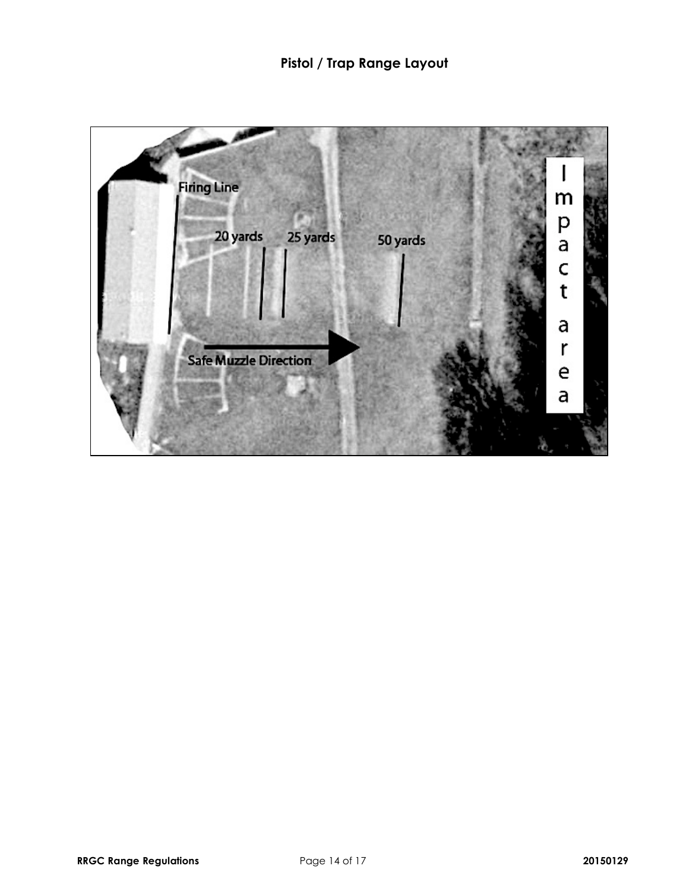# Pistol / Trap Range Layout

Firing Line

20 yards

25 yards

50 yards

Safe Muzzle Direction

Impact area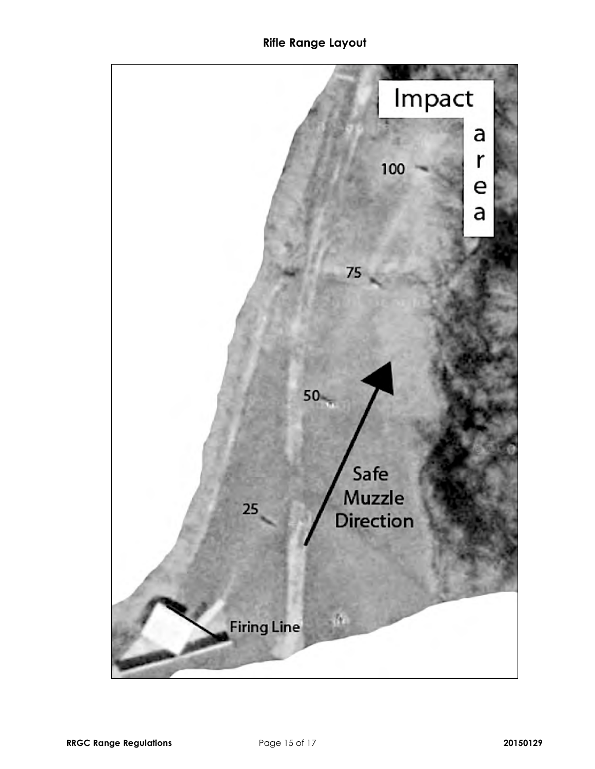# Rifle Range Layout

Impact area

100

75

50

25

Safe Muzzle Direction

Firing Line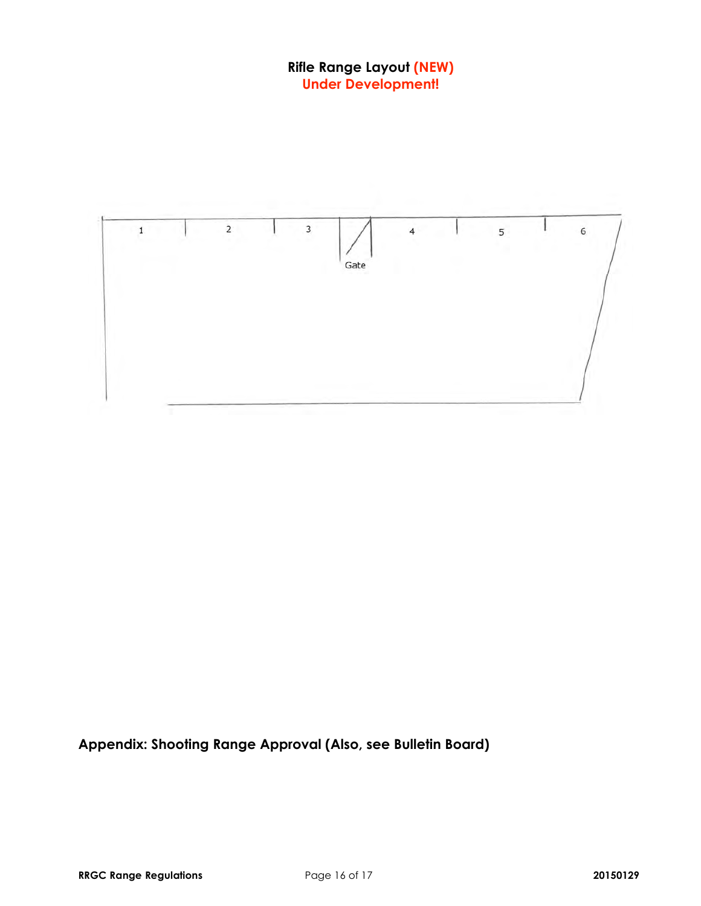**Rifle Range Layout (NEW)**
**Under Development!**

1 | 2 | 3 | Gate | 4 | 5 | 6

## Appendix: Shooting Range Approval (Also, see Bulletin Board)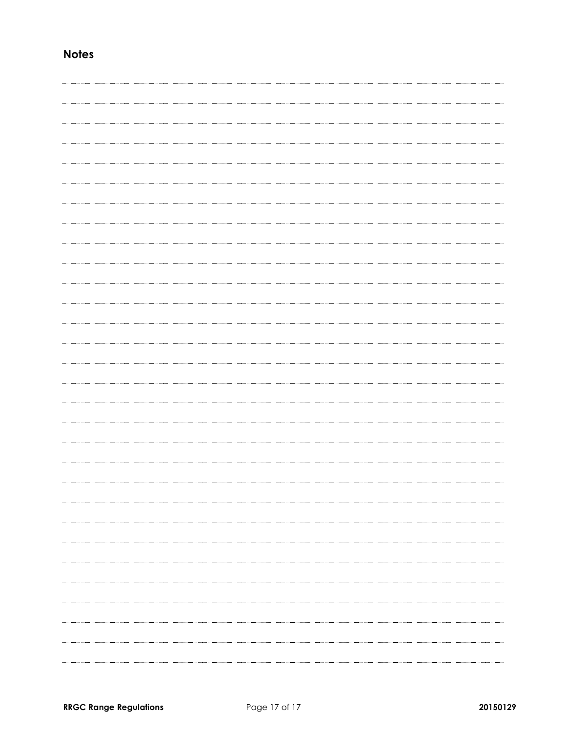## Notes